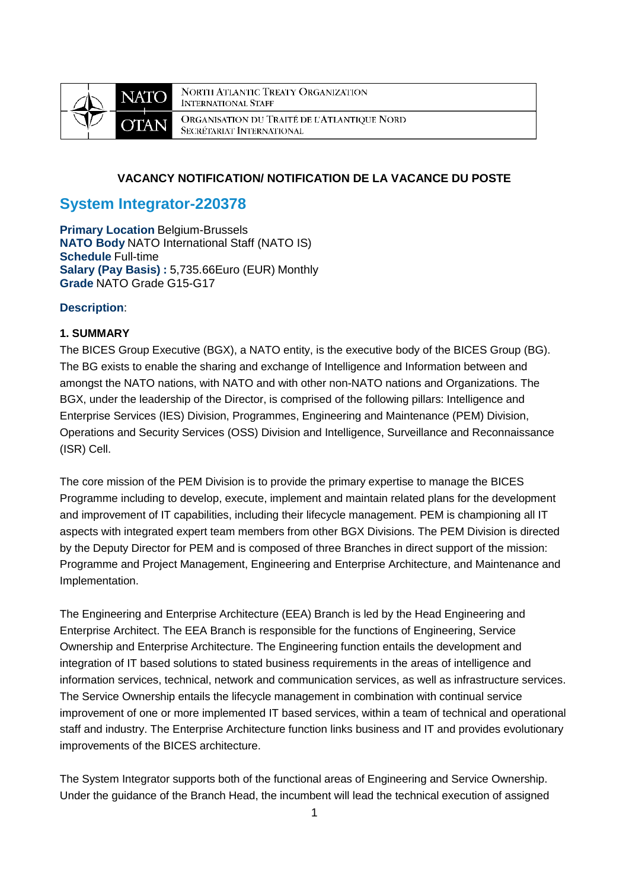NORTH ATLANTIC TREATY ORGANIZATION
INTERNATIONAL STAFF

ORGANISATION DU TRAITÉ DE L'ATLANTIQUE NORD
SECRÉTARIAT INTERNATIONAL

**VACANCY NOTIFICATION/ NOTIFICATION DE LA VACANCE DU POSTE**

# System Integrator-220378

**Primary Location** Belgium-Brussels
**NATO Body** NATO International Staff (NATO IS)
**Schedule** Full-time
**Salary (Pay Basis) :** 5,735.66Euro (EUR) Monthly
**Grade** NATO Grade G15-G17

**Description**:

**1. SUMMARY**

The BICES Group Executive (BGX), a NATO entity, is the executive body of the BICES Group (BG). The BG exists to enable the sharing and exchange of Intelligence and Information between and amongst the NATO nations, with NATO and with other non-NATO nations and Organizations. The BGX, under the leadership of the Director, is comprised of the following pillars: Intelligence and Enterprise Services (IES) Division, Programmes, Engineering and Maintenance (PEM) Division, Operations and Security Services (OSS) Division and Intelligence, Surveillance and Reconnaissance (ISR) Cell.

The core mission of the PEM Division is to provide the primary expertise to manage the BICES Programme including to develop, execute, implement and maintain related plans for the development and improvement of IT capabilities, including their lifecycle management. PEM is championing all IT aspects with integrated expert team members from other BGX Divisions. The PEM Division is directed by the Deputy Director for PEM and is composed of three Branches in direct support of the mission: Programme and Project Management, Engineering and Enterprise Architecture, and Maintenance and Implementation.

The Engineering and Enterprise Architecture (EEA) Branch is led by the Head Engineering and Enterprise Architect. The EEA Branch is responsible for the functions of Engineering, Service Ownership and Enterprise Architecture. The Engineering function entails the development and integration of IT based solutions to stated business requirements in the areas of intelligence and information services, technical, network and communication services, as well as infrastructure services. The Service Ownership entails the lifecycle management in combination with continual service improvement of one or more implemented IT based services, within a team of technical and operational staff and industry. The Enterprise Architecture function links business and IT and provides evolutionary improvements of the BICES architecture.

The System Integrator supports both of the functional areas of Engineering and Service Ownership. Under the guidance of the Branch Head, the incumbent will lead the technical execution of assigned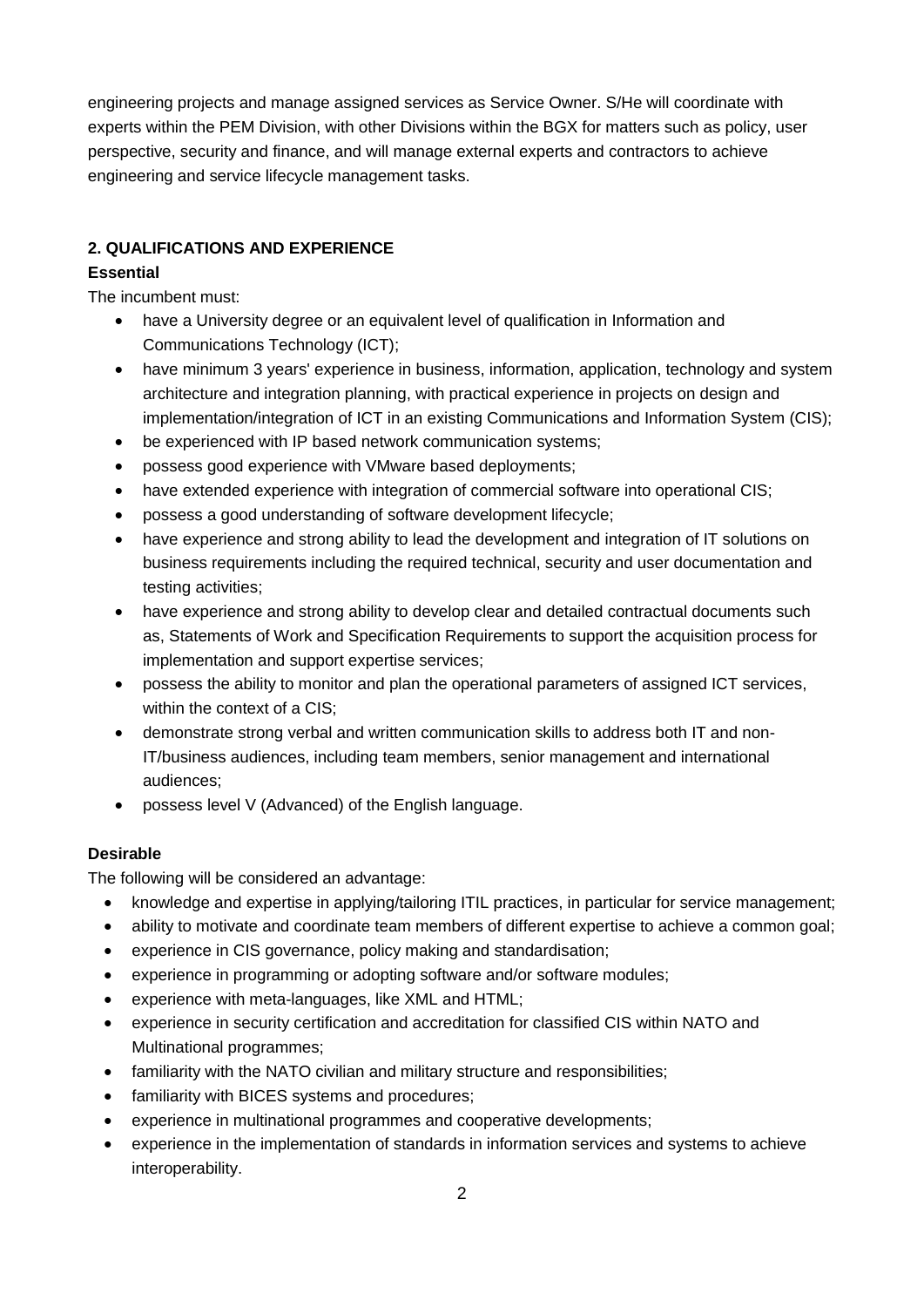engineering projects and manage assigned services as Service Owner. S/He will coordinate with experts within the PEM Division, with other Divisions within the BGX for matters such as policy, user perspective, security and finance, and will manage external experts and contractors to achieve engineering and service lifecycle management tasks.

## 2. QUALIFICATIONS AND EXPERIENCE

### Essential

The incumbent must:

- have a University degree or an equivalent level of qualification in Information and Communications Technology (ICT);
- have minimum 3 years' experience in business, information, application, technology and system architecture and integration planning, with practical experience in projects on design and implementation/integration of ICT in an existing Communications and Information System (CIS);
- be experienced with IP based network communication systems;
- possess good experience with VMware based deployments;
- have extended experience with integration of commercial software into operational CIS;
- possess a good understanding of software development lifecycle;
- have experience and strong ability to lead the development and integration of IT solutions on business requirements including the required technical, security and user documentation and testing activities;
- have experience and strong ability to develop clear and detailed contractual documents such as, Statements of Work and Specification Requirements to support the acquisition process for implementation and support expertise services;
- possess the ability to monitor and plan the operational parameters of assigned ICT services, within the context of a CIS;
- demonstrate strong verbal and written communication skills to address both IT and non-IT/business audiences, including team members, senior management and international audiences;
- possess level V (Advanced) of the English language.

### Desirable

The following will be considered an advantage:

- knowledge and expertise in applying/tailoring ITIL practices, in particular for service management;
- ability to motivate and coordinate team members of different expertise to achieve a common goal;
- experience in CIS governance, policy making and standardisation;
- experience in programming or adopting software and/or software modules;
- experience with meta-languages, like XML and HTML;
- experience in security certification and accreditation for classified CIS within NATO and Multinational programmes;
- familiarity with the NATO civilian and military structure and responsibilities;
- familiarity with BICES systems and procedures;
- experience in multinational programmes and cooperative developments;
- experience in the implementation of standards in information services and systems to achieve interoperability.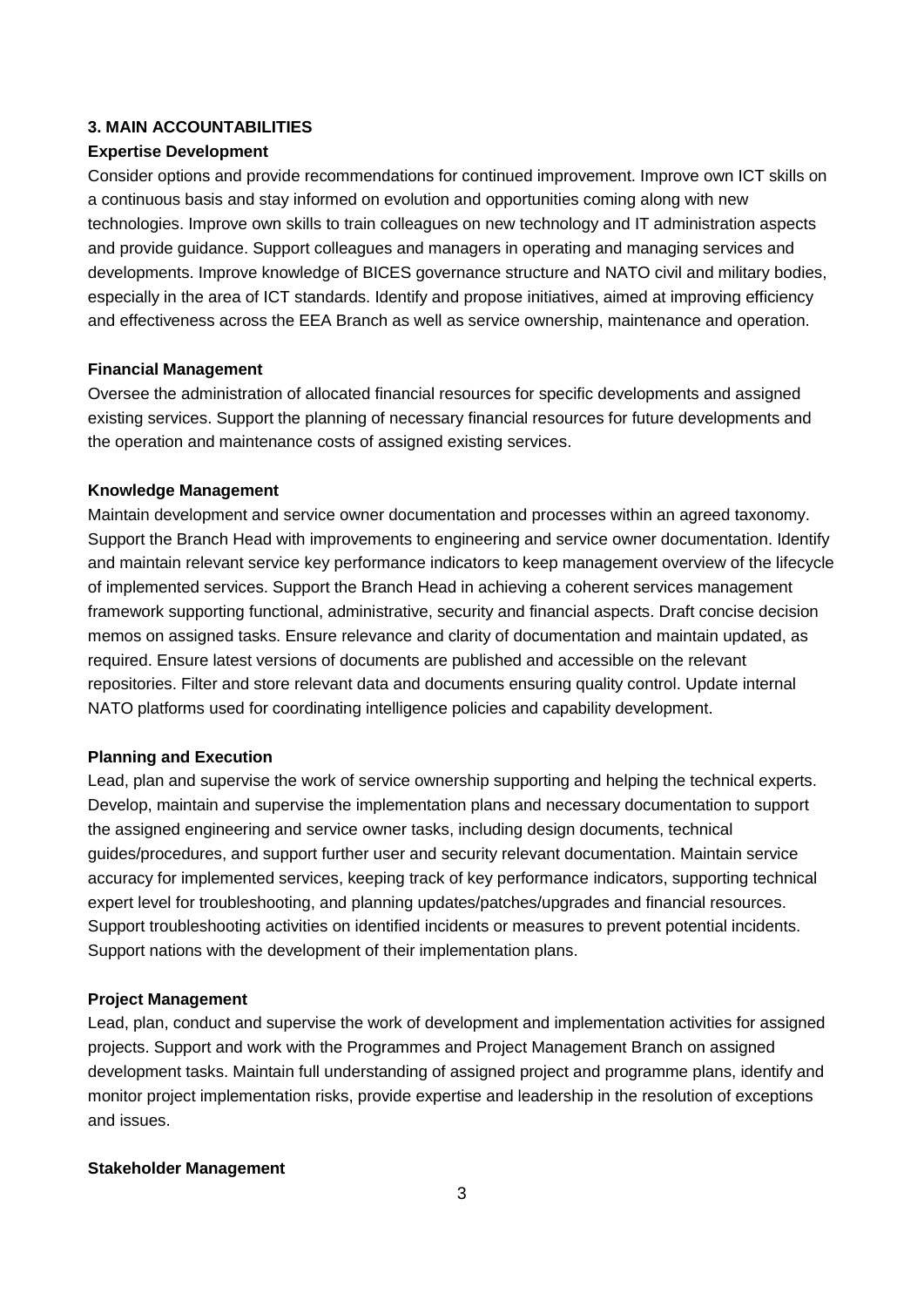## 3. MAIN ACCOUNTABILITIES

**Expertise Development**

Consider options and provide recommendations for continued improvement. Improve own ICT skills on a continuous basis and stay informed on evolution and opportunities coming along with new technologies. Improve own skills to train colleagues on new technology and IT administration aspects and provide guidance. Support colleagues and managers in operating and managing services and developments. Improve knowledge of BICES governance structure and NATO civil and military bodies, especially in the area of ICT standards. Identify and propose initiatives, aimed at improving efficiency and effectiveness across the EEA Branch as well as service ownership, maintenance and operation.

**Financial Management**

Oversee the administration of allocated financial resources for specific developments and assigned existing services. Support the planning of necessary financial resources for future developments and the operation and maintenance costs of assigned existing services.

**Knowledge Management**

Maintain development and service owner documentation and processes within an agreed taxonomy. Support the Branch Head with improvements to engineering and service owner documentation. Identify and maintain relevant service key performance indicators to keep management overview of the lifecycle of implemented services. Support the Branch Head in achieving a coherent services management framework supporting functional, administrative, security and financial aspects. Draft concise decision memos on assigned tasks. Ensure relevance and clarity of documentation and maintain updated, as required. Ensure latest versions of documents are published and accessible on the relevant repositories. Filter and store relevant data and documents ensuring quality control. Update internal NATO platforms used for coordinating intelligence policies and capability development.

**Planning and Execution**

Lead, plan and supervise the work of service ownership supporting and helping the technical experts. Develop, maintain and supervise the implementation plans and necessary documentation to support the assigned engineering and service owner tasks, including design documents, technical guides/procedures, and support further user and security relevant documentation. Maintain service accuracy for implemented services, keeping track of key performance indicators, supporting technical expert level for troubleshooting, and planning updates/patches/upgrades and financial resources. Support troubleshooting activities on identified incidents or measures to prevent potential incidents. Support nations with the development of their implementation plans.

**Project Management**

Lead, plan, conduct and supervise the work of development and implementation activities for assigned projects. Support and work with the Programmes and Project Management Branch on assigned development tasks. Maintain full understanding of assigned project and programme plans, identify and monitor project implementation risks, provide expertise and leadership in the resolution of exceptions and issues.

**Stakeholder Management**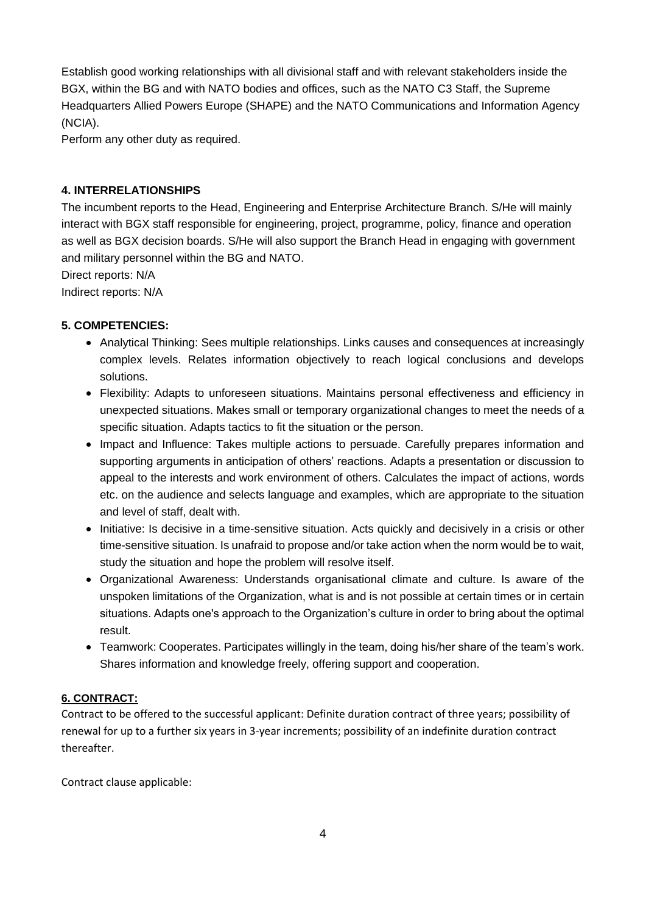Establish good working relationships with all divisional staff and with relevant stakeholders inside the BGX, within the BG and with NATO bodies and offices, such as the NATO C3 Staff, the Supreme Headquarters Allied Powers Europe (SHAPE) and the NATO Communications and Information Agency (NCIA).

Perform any other duty as required.

### 4. INTERRELATIONSHIPS

The incumbent reports to the Head, Engineering and Enterprise Architecture Branch. S/He will mainly interact with BGX staff responsible for engineering, project, programme, policy, finance and operation as well as BGX decision boards. S/He will also support the Branch Head in engaging with government and military personnel within the BG and NATO.

Direct reports: N/A

Indirect reports: N/A

### 5. COMPETENCIES:

- Analytical Thinking: Sees multiple relationships. Links causes and consequences at increasingly complex levels. Relates information objectively to reach logical conclusions and develops solutions.
- Flexibility: Adapts to unforeseen situations. Maintains personal effectiveness and efficiency in unexpected situations. Makes small or temporary organizational changes to meet the needs of a specific situation. Adapts tactics to fit the situation or the person.
- Impact and Influence: Takes multiple actions to persuade. Carefully prepares information and supporting arguments in anticipation of others' reactions. Adapts a presentation or discussion to appeal to the interests and work environment of others. Calculates the impact of actions, words etc. on the audience and selects language and examples, which are appropriate to the situation and level of staff, dealt with.
- Initiative: Is decisive in a time-sensitive situation. Acts quickly and decisively in a crisis or other time-sensitive situation. Is unafraid to propose and/or take action when the norm would be to wait, study the situation and hope the problem will resolve itself.
- Organizational Awareness: Understands organisational climate and culture. Is aware of the unspoken limitations of the Organization, what is and is not possible at certain times or in certain situations. Adapts one's approach to the Organization's culture in order to bring about the optimal result.
- Teamwork: Cooperates. Participates willingly in the team, doing his/her share of the team's work. Shares information and knowledge freely, offering support and cooperation.

### 6. CONTRACT:

Contract to be offered to the successful applicant: Definite duration contract of three years; possibility of renewal for up to a further six years in 3-year increments; possibility of an indefinite duration contract thereafter.

Contract clause applicable: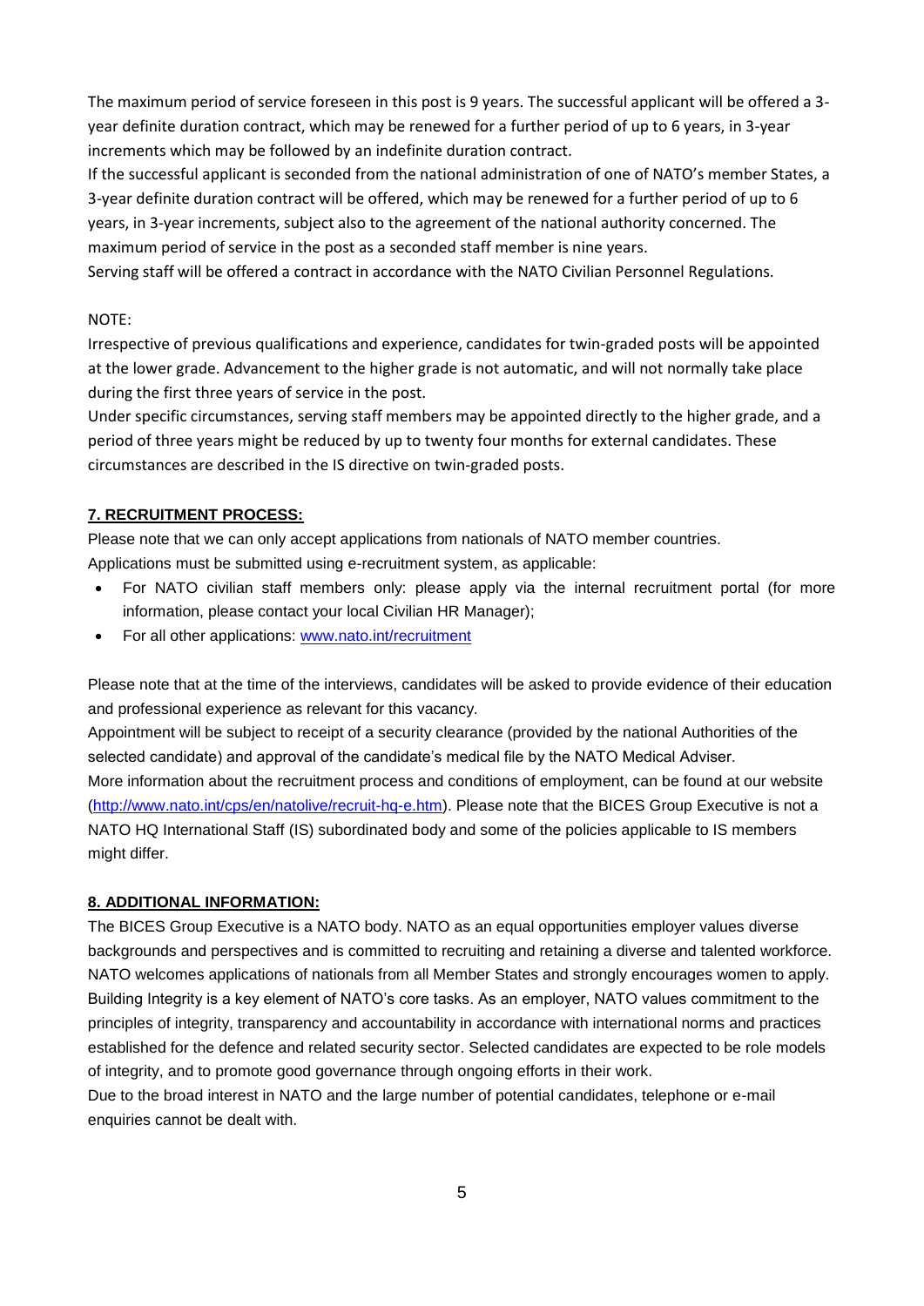The maximum period of service foreseen in this post is 9 years. The successful applicant will be offered a 3-year definite duration contract, which may be renewed for a further period of up to 6 years, in 3-year increments which may be followed by an indefinite duration contract.

If the successful applicant is seconded from the national administration of one of NATO's member States, a 3-year definite duration contract will be offered, which may be renewed for a further period of up to 6 years, in 3-year increments, subject also to the agreement of the national authority concerned. The maximum period of service in the post as a seconded staff member is nine years.

Serving staff will be offered a contract in accordance with the NATO Civilian Personnel Regulations.

NOTE:

Irrespective of previous qualifications and experience, candidates for twin-graded posts will be appointed at the lower grade. Advancement to the higher grade is not automatic, and will not normally take place during the first three years of service in the post.

Under specific circumstances, serving staff members may be appointed directly to the higher grade, and a period of three years might be reduced by up to twenty four months for external candidates. These circumstances are described in the IS directive on twin-graded posts.

## 7. RECRUITMENT PROCESS:

Please note that we can only accept applications from nationals of NATO member countries.

Applications must be submitted using e-recruitment system, as applicable:

- For NATO civilian staff members only: please apply via the internal recruitment portal (for more information, please contact your local Civilian HR Manager);
- For all other applications: www.nato.int/recruitment

Please note that at the time of the interviews, candidates will be asked to provide evidence of their education and professional experience as relevant for this vacancy.

Appointment will be subject to receipt of a security clearance (provided by the national Authorities of the selected candidate) and approval of the candidate's medical file by the NATO Medical Adviser.

More information about the recruitment process and conditions of employment, can be found at our website (http://www.nato.int/cps/en/natolive/recruit-hq-e.htm). Please note that the BICES Group Executive is not a NATO HQ International Staff (IS) subordinated body and some of the policies applicable to IS members might differ.

## 8. ADDITIONAL INFORMATION:

The BICES Group Executive is a NATO body. NATO as an equal opportunities employer values diverse backgrounds and perspectives and is committed to recruiting and retaining a diverse and talented workforce. NATO welcomes applications of nationals from all Member States and strongly encourages women to apply.

Building Integrity is a key element of NATO's core tasks. As an employer, NATO values commitment to the principles of integrity, transparency and accountability in accordance with international norms and practices established for the defence and related security sector. Selected candidates are expected to be role models of integrity, and to promote good governance through ongoing efforts in their work.

Due to the broad interest in NATO and the large number of potential candidates, telephone or e-mail enquiries cannot be dealt with.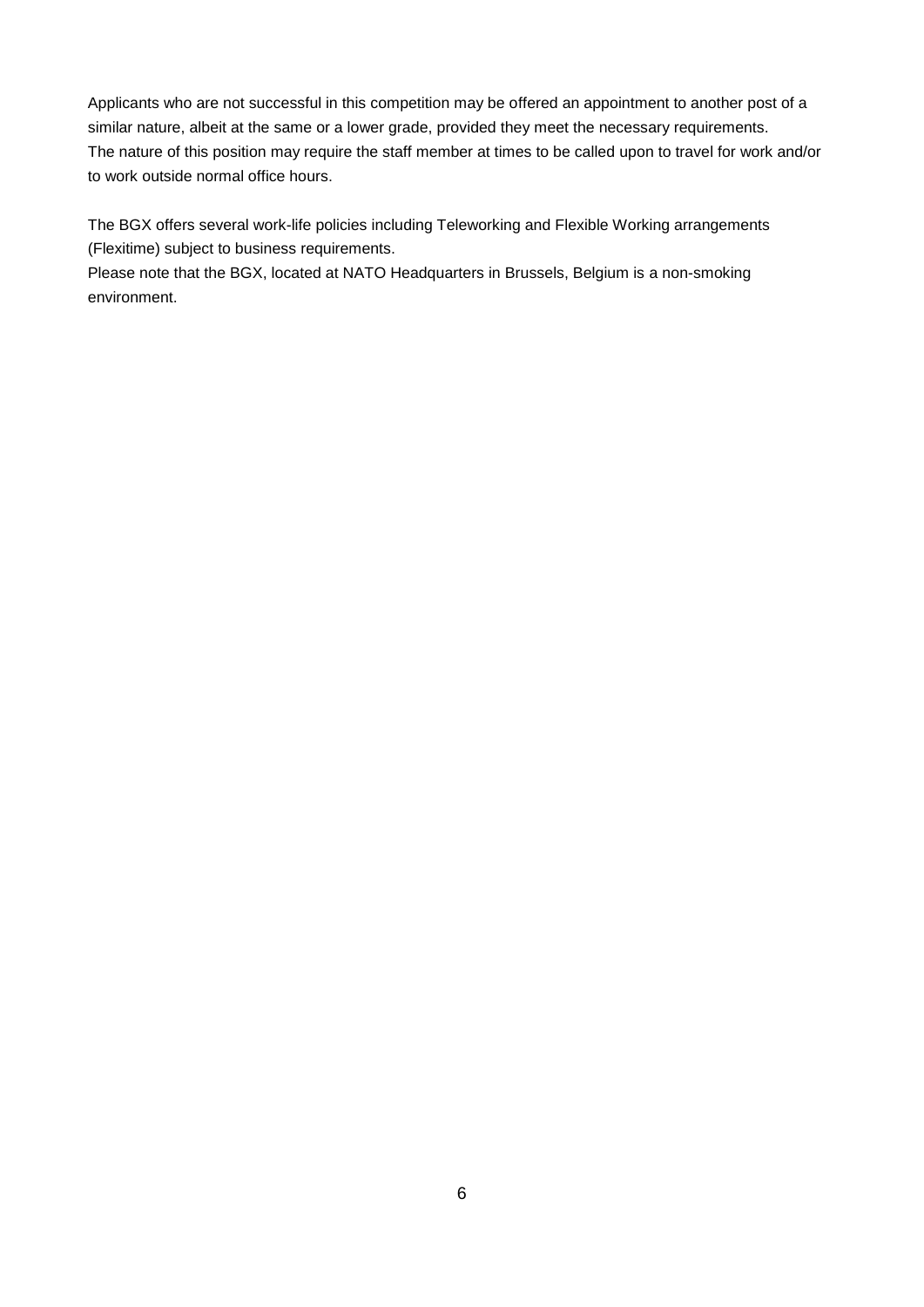Applicants who are not successful in this competition may be offered an appointment to another post of a similar nature, albeit at the same or a lower grade, provided they meet the necessary requirements.
The nature of this position may require the staff member at times to be called upon to travel for work and/or to work outside normal office hours.

The BGX offers several work-life policies including Teleworking and Flexible Working arrangements (Flexitime) subject to business requirements.
Please note that the BGX, located at NATO Headquarters in Brussels, Belgium is a non-smoking environment.